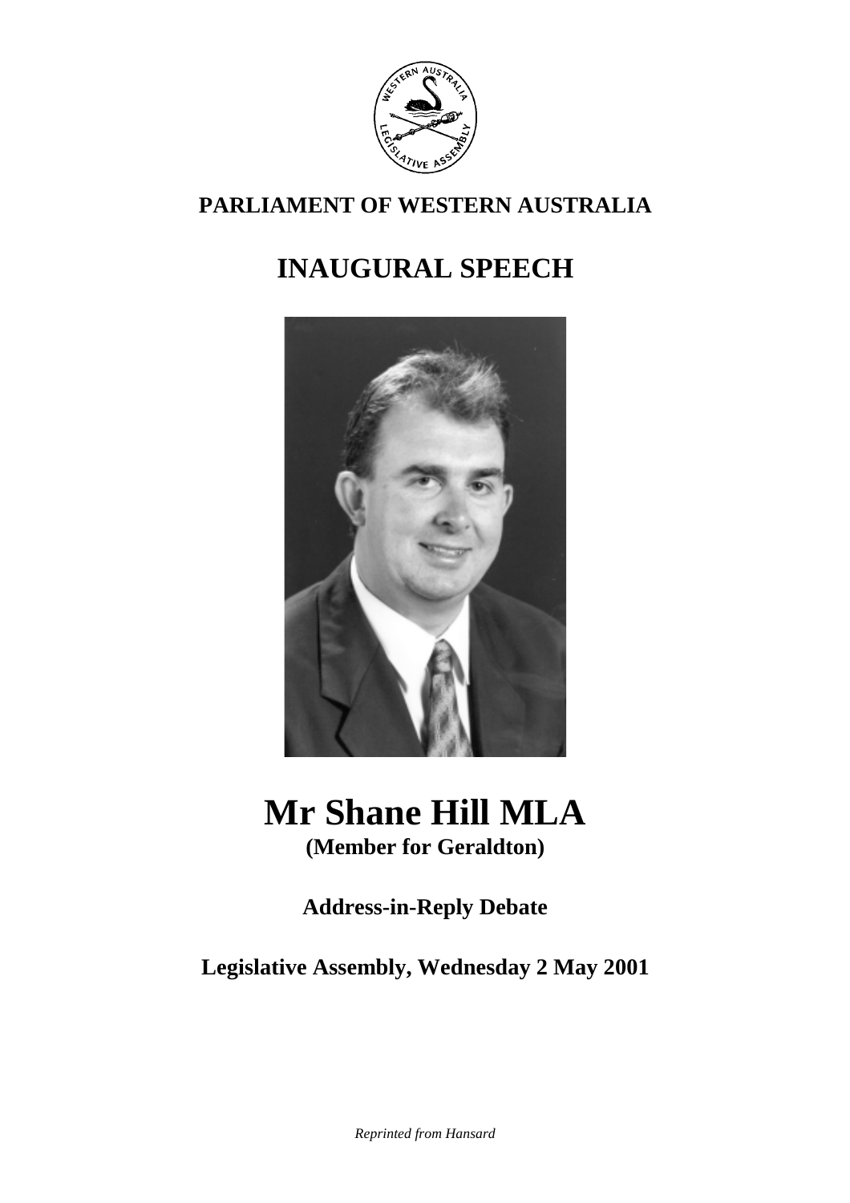**PARLIAMENT OF WESTERN AUSTRALIA**

# INAUGURAL SPEECH

# Mr Shane Hill MLA

**(Member for Geraldton)**

**Address-in-Reply Debate**

**Legislative Assembly, Wednesday 2 May 2001**

*Reprinted from Hansard*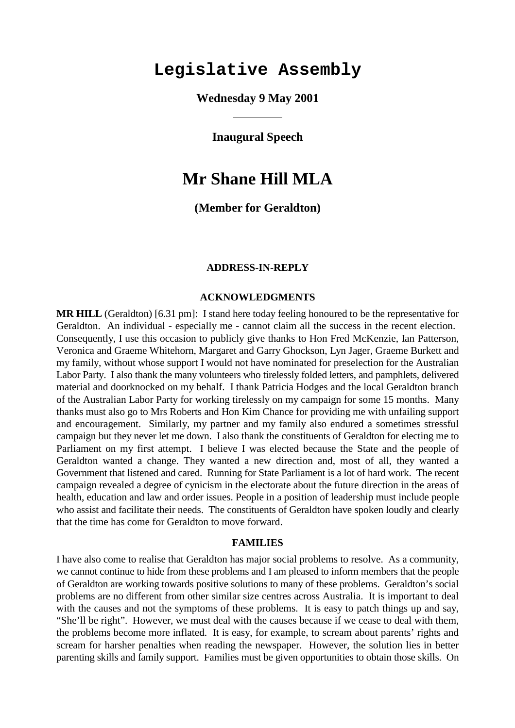# Legislative Assembly

**Wednesday 9 May 2001**

---

**Inaugural Speech**

# Mr Shane Hill MLA

**(Member for Geraldton)**

---

#### ADDRESS-IN-REPLY

#### ACKNOWLEDGMENTS

**MR HILL** (Geraldton) [6.31 pm]: I stand here today feeling honoured to be the representative for Geraldton. An individual - especially me - cannot claim all the success in the recent election. Consequently, I use this occasion to publicly give thanks to Hon Fred McKenzie, Ian Patterson, Veronica and Graeme Whitehorn, Margaret and Garry Ghockson, Lyn Jager, Graeme Burkett and my family, without whose support I would not have nominated for preselection for the Australian Labor Party. I also thank the many volunteers who tirelessly folded letters, and pamphlets, delivered material and doorknocked on my behalf. I thank Patricia Hodges and the local Geraldton branch of the Australian Labor Party for working tirelessly on my campaign for some 15 months. Many thanks must also go to Mrs Roberts and Hon Kim Chance for providing me with unfailing support and encouragement. Similarly, my partner and my family also endured a sometimes stressful campaign but they never let me down. I also thank the constituents of Geraldton for electing me to Parliament on my first attempt. I believe I was elected because the State and the people of Geraldton wanted a change. They wanted a new direction and, most of all, they wanted a Government that listened and cared. Running for State Parliament is a lot of hard work. The recent campaign revealed a degree of cynicism in the electorate about the future direction in the areas of health, education and law and order issues. People in a position of leadership must include people who assist and facilitate their needs. The constituents of Geraldton have spoken loudly and clearly that the time has come for Geraldton to move forward.

#### FAMILIES

I have also come to realise that Geraldton has major social problems to resolve. As a community, we cannot continue to hide from these problems and I am pleased to inform members that the people of Geraldton are working towards positive solutions to many of these problems. Geraldton's social problems are no different from other similar size centres across Australia. It is important to deal with the causes and not the symptoms of these problems. It is easy to patch things up and say, "She'll be right". However, we must deal with the causes because if we cease to deal with them, the problems become more inflated. It is easy, for example, to scream about parents' rights and scream for harsher penalties when reading the newspaper. However, the solution lies in better parenting skills and family support. Families must be given opportunities to obtain those skills. On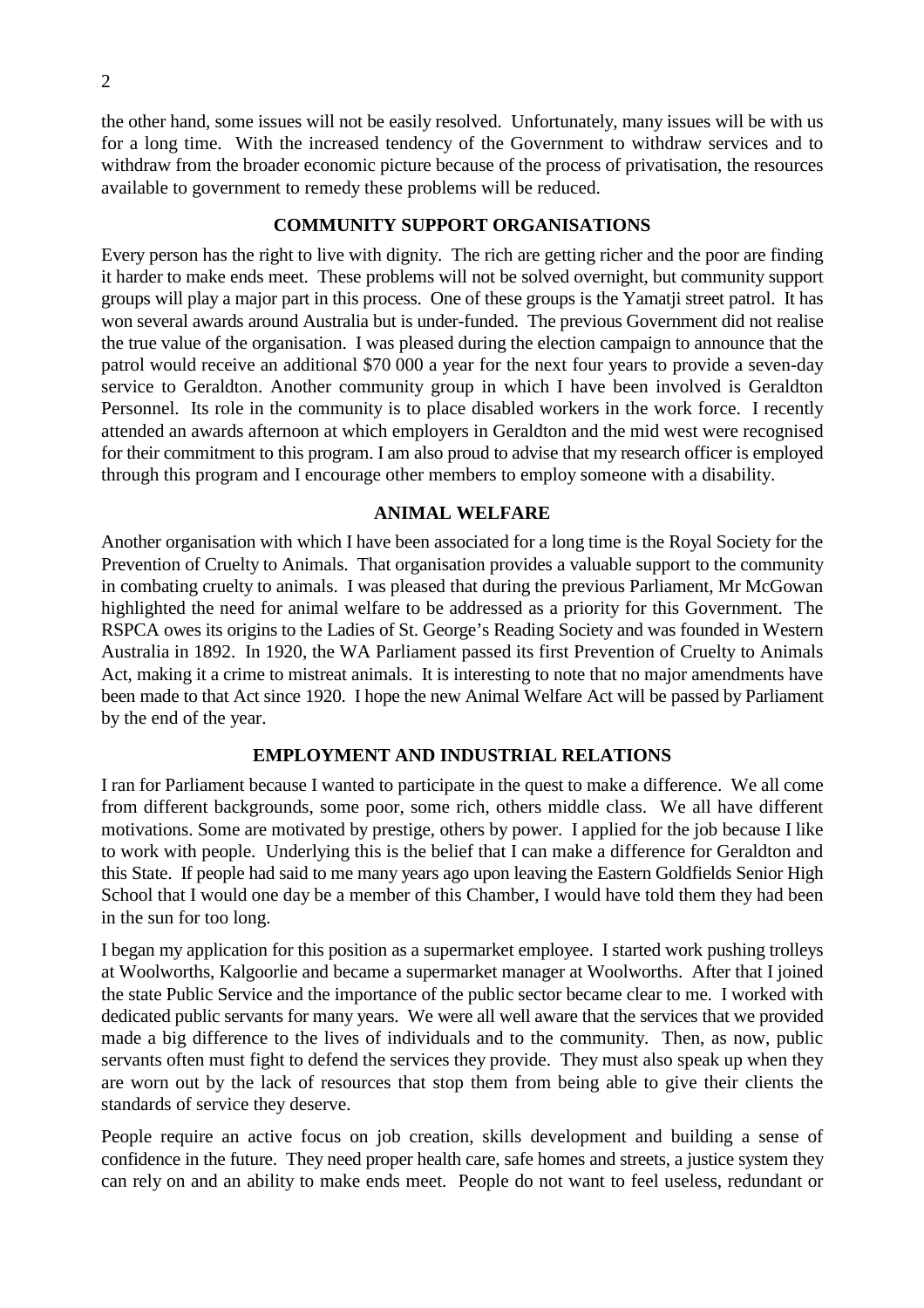the other hand, some issues will not be easily resolved. Unfortunately, many issues will be with us for a long time. With the increased tendency of the Government to withdraw services and to withdraw from the broader economic picture because of the process of privatisation, the resources available to government to remedy these problems will be reduced.

## COMMUNITY SUPPORT ORGANISATIONS

Every person has the right to live with dignity. The rich are getting richer and the poor are finding it harder to make ends meet. These problems will not be solved overnight, but community support groups will play a major part in this process. One of these groups is the Yamatji street patrol. It has won several awards around Australia but is under-funded. The previous Government did not realise the true value of the organisation. I was pleased during the election campaign to announce that the patrol would receive an additional $70 000 a year for the next four years to provide a seven-day service to Geraldton. Another community group in which I have been involved is Geraldton Personnel. Its role in the community is to place disabled workers in the work force. I recently attended an awards afternoon at which employers in Geraldton and the mid west were recognised for their commitment to this program. I am also proud to advise that my research officer is employed through this program and I encourage other members to employ someone with a disability.

## ANIMAL WELFARE

Another organisation with which I have been associated for a long time is the Royal Society for the Prevention of Cruelty to Animals. That organisation provides a valuable support to the community in combating cruelty to animals. I was pleased that during the previous Parliament, Mr McGowan highlighted the need for animal welfare to be addressed as a priority for this Government. The RSPCA owes its origins to the Ladies of St. George's Reading Society and was founded in Western Australia in 1892. In 1920, the WA Parliament passed its first Prevention of Cruelty to Animals Act, making it a crime to mistreat animals. It is interesting to note that no major amendments have been made to that Act since 1920. I hope the new Animal Welfare Act will be passed by Parliament by the end of the year.

## EMPLOYMENT AND INDUSTRIAL RELATIONS

I ran for Parliament because I wanted to participate in the quest to make a difference. We all come from different backgrounds, some poor, some rich, others middle class. We all have different motivations. Some are motivated by prestige, others by power. I applied for the job because I like to work with people. Underlying this is the belief that I can make a difference for Geraldton and this State. If people had said to me many years ago upon leaving the Eastern Goldfields Senior High School that I would one day be a member of this Chamber, I would have told them they had been in the sun for too long.

I began my application for this position as a supermarket employee. I started work pushing trolleys at Woolworths, Kalgoorlie and became a supermarket manager at Woolworths. After that I joined the state Public Service and the importance of the public sector became clear to me. I worked with dedicated public servants for many years. We were all well aware that the services that we provided made a big difference to the lives of individuals and to the community. Then, as now, public servants often must fight to defend the services they provide. They must also speak up when they are worn out by the lack of resources that stop them from being able to give their clients the standards of service they deserve.

People require an active focus on job creation, skills development and building a sense of confidence in the future. They need proper health care, safe homes and streets, a justice system they can rely on and an ability to make ends meet. People do not want to feel useless, redundant or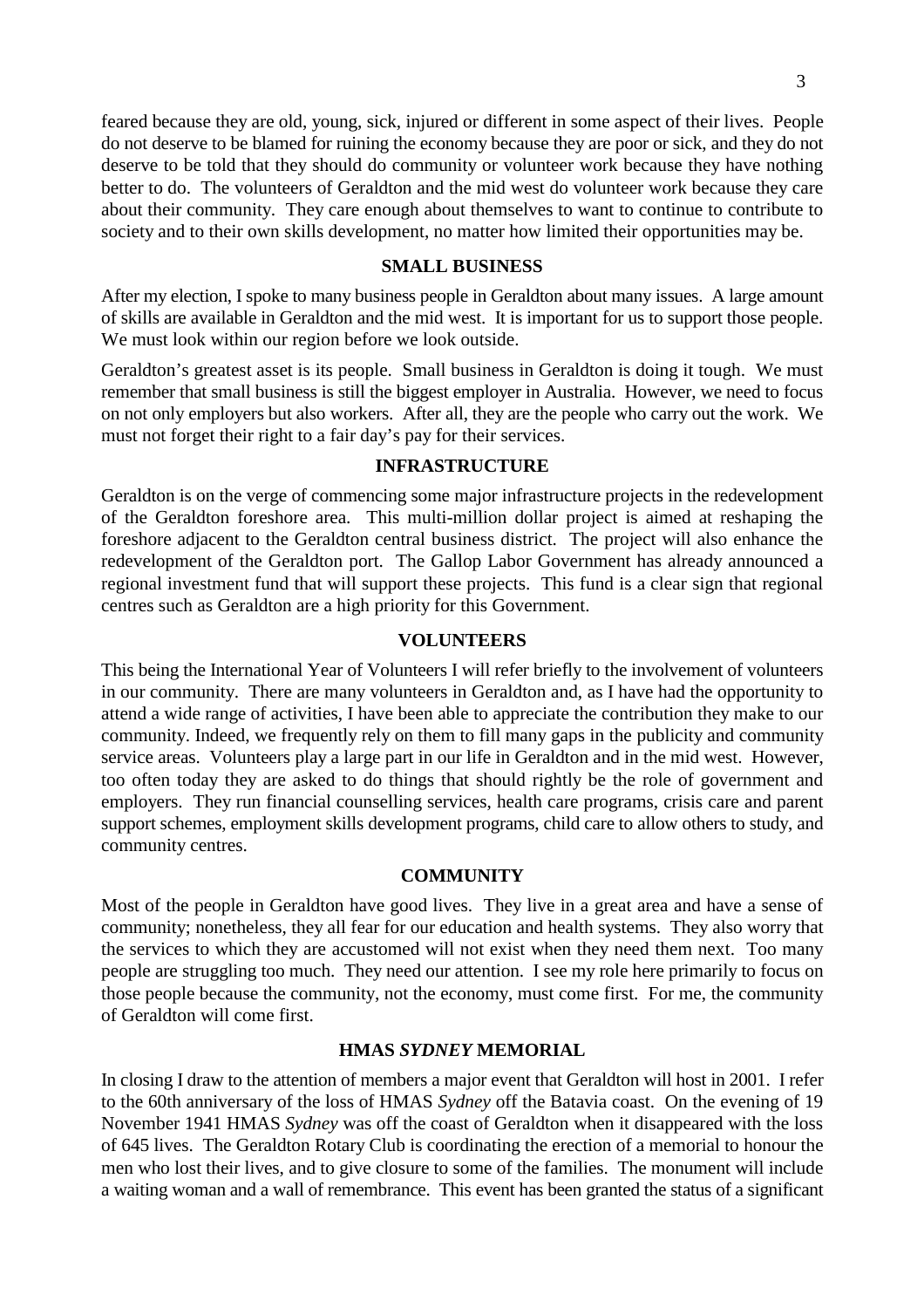feared because they are old, young, sick, injured or different in some aspect of their lives. People do not deserve to be blamed for ruining the economy because they are poor or sick, and they do not deserve to be told that they should do community or volunteer work because they have nothing better to do. The volunteers of Geraldton and the mid west do volunteer work because they care about their community. They care enough about themselves to want to continue to contribute to society and to their own skills development, no matter how limited their opportunities may be.

## SMALL BUSINESS

After my election, I spoke to many business people in Geraldton about many issues. A large amount of skills are available in Geraldton and the mid west. It is important for us to support those people. We must look within our region before we look outside.

Geraldton's greatest asset is its people. Small business in Geraldton is doing it tough. We must remember that small business is still the biggest employer in Australia. However, we need to focus on not only employers but also workers. After all, they are the people who carry out the work. We must not forget their right to a fair day's pay for their services.

## INFRASTRUCTURE

Geraldton is on the verge of commencing some major infrastructure projects in the redevelopment of the Geraldton foreshore area. This multi-million dollar project is aimed at reshaping the foreshore adjacent to the Geraldton central business district. The project will also enhance the redevelopment of the Geraldton port. The Gallop Labor Government has already announced a regional investment fund that will support these projects. This fund is a clear sign that regional centres such as Geraldton are a high priority for this Government.

## VOLUNTEERS

This being the International Year of Volunteers I will refer briefly to the involvement of volunteers in our community. There are many volunteers in Geraldton and, as I have had the opportunity to attend a wide range of activities, I have been able to appreciate the contribution they make to our community. Indeed, we frequently rely on them to fill many gaps in the publicity and community service areas. Volunteers play a large part in our life in Geraldton and in the mid west. However, too often today they are asked to do things that should rightly be the role of government and employers. They run financial counselling services, health care programs, crisis care and parent support schemes, employment skills development programs, child care to allow others to study, and community centres.

## COMMUNITY

Most of the people in Geraldton have good lives. They live in a great area and have a sense of community; nonetheless, they all fear for our education and health systems. They also worry that the services to which they are accustomed will not exist when they need them next. Too many people are struggling too much. They need our attention. I see my role here primarily to focus on those people because the community, not the economy, must come first. For me, the community of Geraldton will come first.

## HMAS *SYDNEY* MEMORIAL

In closing I draw to the attention of members a major event that Geraldton will host in 2001. I refer to the 60th anniversary of the loss of HMAS *Sydney* off the Batavia coast. On the evening of 19 November 1941 HMAS *Sydney* was off the coast of Geraldton when it disappeared with the loss of 645 lives. The Geraldton Rotary Club is coordinating the erection of a memorial to honour the men who lost their lives, and to give closure to some of the families. The monument will include a waiting woman and a wall of remembrance. This event has been granted the status of a significant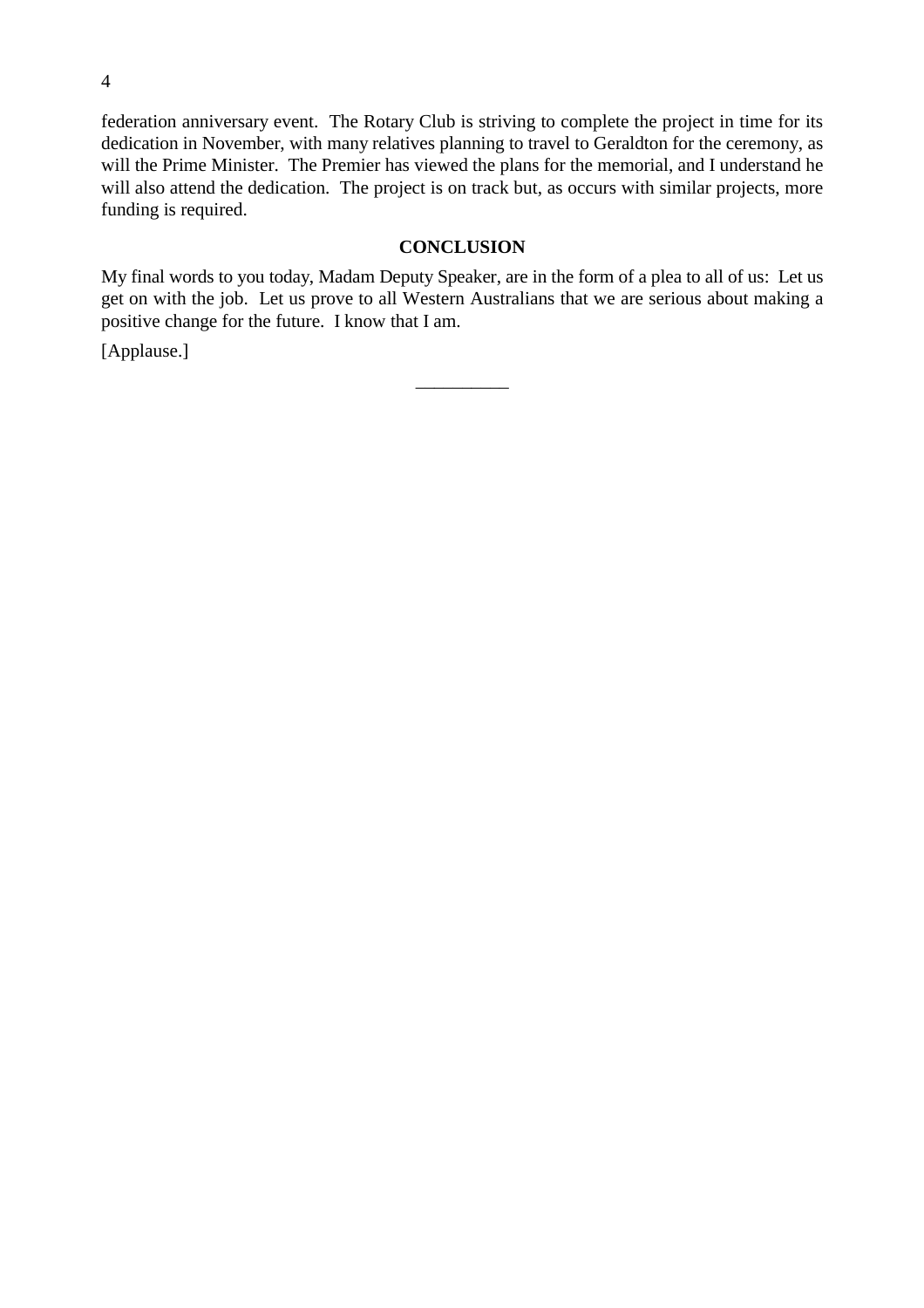federation anniversary event. The Rotary Club is striving to complete the project in time for its dedication in November, with many relatives planning to travel to Geraldton for the ceremony, as will the Prime Minister. The Premier has viewed the plans for the memorial, and I understand he will also attend the dedication. The project is on track but, as occurs with similar projects, more funding is required.

## CONCLUSION

My final words to you today, Madam Deputy Speaker, are in the form of a plea to all of us: Let us get on with the job. Let us prove to all Western Australians that we are serious about making a positive change for the future. I know that I am.

[Applause.]

__________